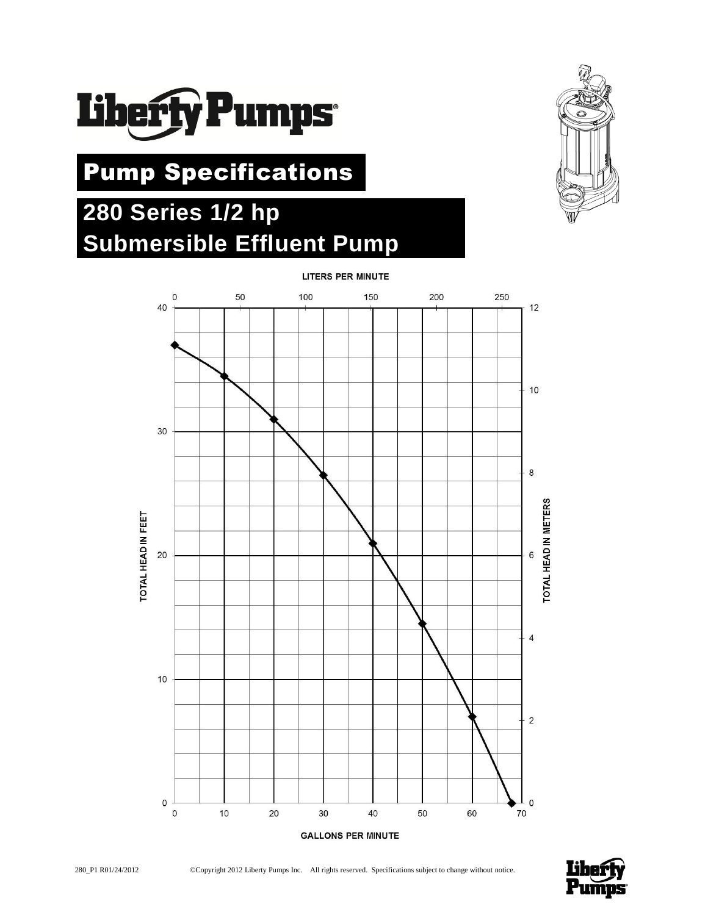# Pump Specifications

## 280 Series 1/2 hp Submersible Effluent Pump

LITERS PER MINUTE

TOTAL HEAD IN FEET

TOTAL HEAD IN METERS

GALLONS PER MINUTE

280_P1 R01/24/2012 ©Copyright 2012 Liberty Pumps Inc. All rights reserved. Specifications subject to change without notice.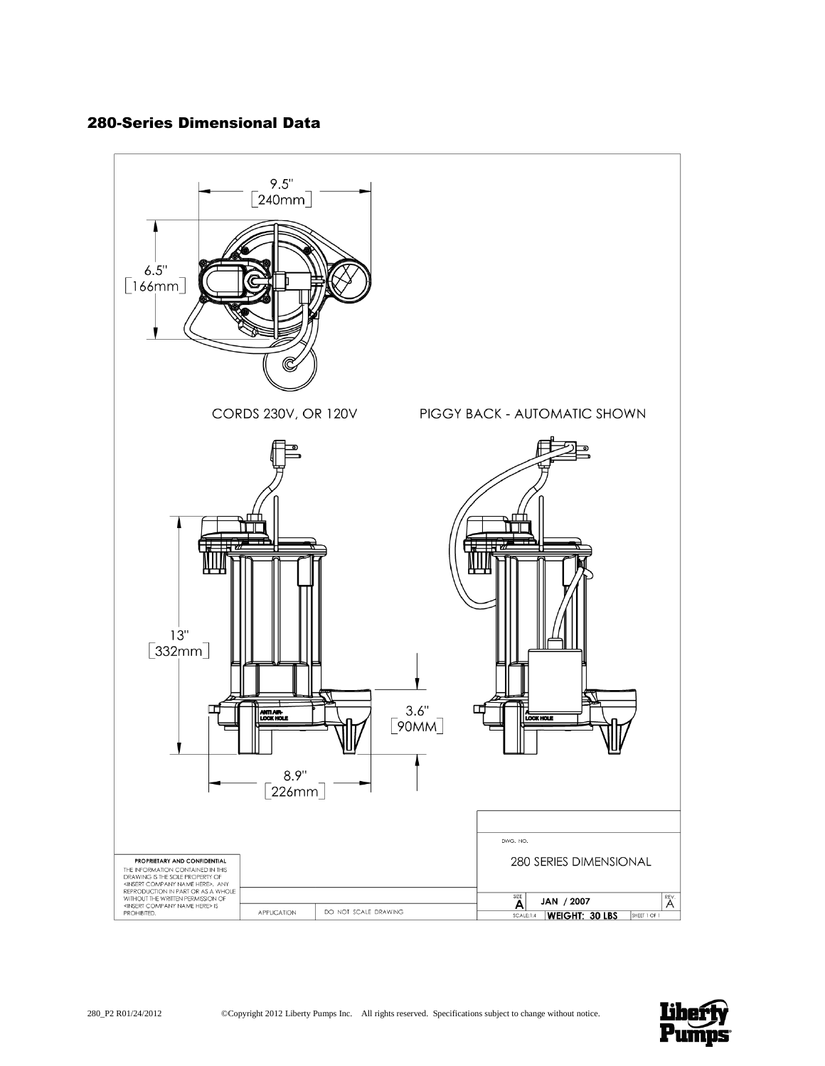## 280-Series Dimensional Data

9.5" [240mm]

6.5" [166mm]

CORDS 230V, OR 120V

PIGGY BACK - AUTOMATIC SHOWN

13" [332mm]

3.6" [90MM]

8.9" [226mm]

ANTI AIR-LOCK HOLE

LOCK HOLE

**PROPRIETARY AND CONFIDENTIAL**
THE INFORMATION CONTAINED IN THIS DRAWING IS THE SOLE PROPERTY OF <INSERT COMPANY NAME HERE>. ANY REPRODUCTION IN PART OR AS A WHOLE WITHOUT THE WRITTEN PERMISSION OF <INSERT COMPANY NAME HERE> IS PROHIBITED.

APPLICATION | DO NOT SCALE DRAWING

DWG. NO.
280 SERIES DIMENSIONAL

SIZE A | JAN / 2007 | REV. A

SCALE:1:4 | WEIGHT: 30 LBS | SHEET 1 OF 1

280_P2 R01/24/2012 ©Copyright 2012 Liberty Pumps Inc. All rights reserved. Specifications subject to change without notice.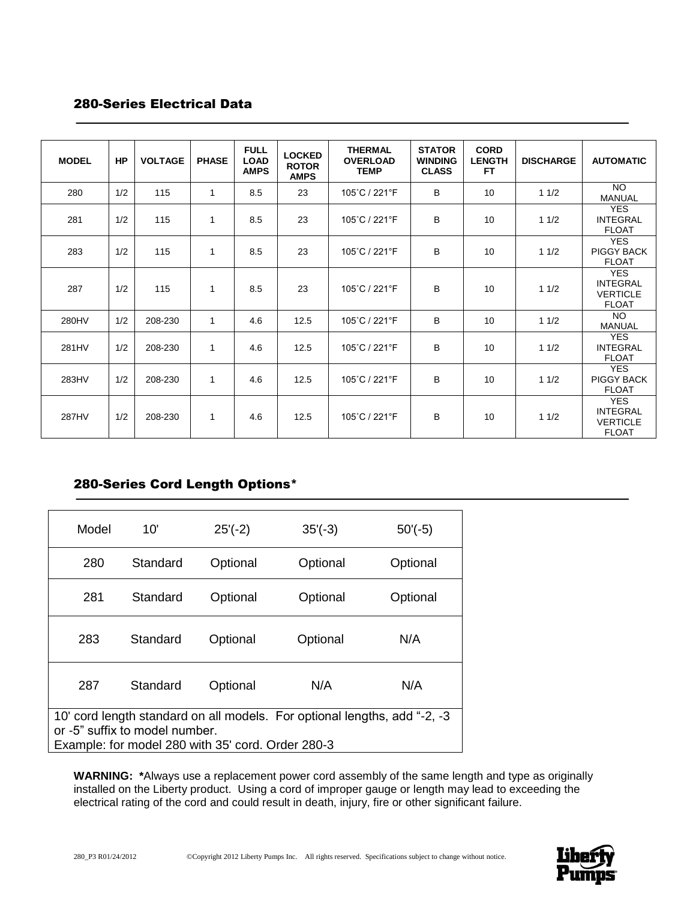## 280-Series Electrical Data

| MODEL | HP | VOLTAGE | PHASE | FULL LOAD AMPS | LOCKED ROTOR AMPS | THERMAL OVERLOAD TEMP | STATOR WINDING CLASS | CORD LENGTH FT | DISCHARGE | AUTOMATIC |
|---|---|---|---|---|---|---|---|---|---|---|
| 280 | 1/2 | 115 | 1 | 8.5 | 23 | 105˚C / 221°F | B | 10 | 1 1/2 | NO MANUAL |
| 281 | 1/2 | 115 | 1 | 8.5 | 23 | 105˚C / 221°F | B | 10 | 1 1/2 | YES INTEGRAL FLOAT |
| 283 | 1/2 | 115 | 1 | 8.5 | 23 | 105˚C / 221°F | B | 10 | 1 1/2 | YES PIGGY BACK FLOAT |
| 287 | 1/2 | 115 | 1 | 8.5 | 23 | 105˚C / 221°F | B | 10 | 1 1/2 | YES INTEGRAL VERTICLE FLOAT |
| 280HV | 1/2 | 208-230 | 1 | 4.6 | 12.5 | 105˚C / 221°F | B | 10 | 1 1/2 | NO MANUAL |
| 281HV | 1/2 | 208-230 | 1 | 4.6 | 12.5 | 105˚C / 221°F | B | 10 | 1 1/2 | YES INTEGRAL FLOAT |
| 283HV | 1/2 | 208-230 | 1 | 4.6 | 12.5 | 105˚C / 221°F | B | 10 | 1 1/2 | YES PIGGY BACK FLOAT |
| 287HV | 1/2 | 208-230 | 1 | 4.6 | 12.5 | 105˚C / 221°F | B | 10 | 1 1/2 | YES INTEGRAL VERTICLE FLOAT |

## 280-Series Cord Length Options*

| Model | 10' | 25'(-2) | 35'(-3) | 50'(-5) |
|---|---|---|---|---|
| 280 | Standard | Optional | Optional | Optional |
| 281 | Standard | Optional | Optional | Optional |
| 283 | Standard | Optional | Optional | N/A |
| 287 | Standard | Optional | N/A | N/A |

10' cord length standard on all models. For optional lengths, add "-2, -3 or -5" suffix to model number.
Example: for model 280 with 35' cord. Order 280-3

**WARNING: ***Always use a replacement power cord assembly of the same length and type as originally installed on the Liberty product. Using a cord of improper gauge or length may lead to exceeding the electrical rating of the cord and could result in death, injury, fire or other significant failure.

280_P3 R01/24/2012 ©Copyright 2012 Liberty Pumps Inc. All rights reserved. Specifications subject to change without notice.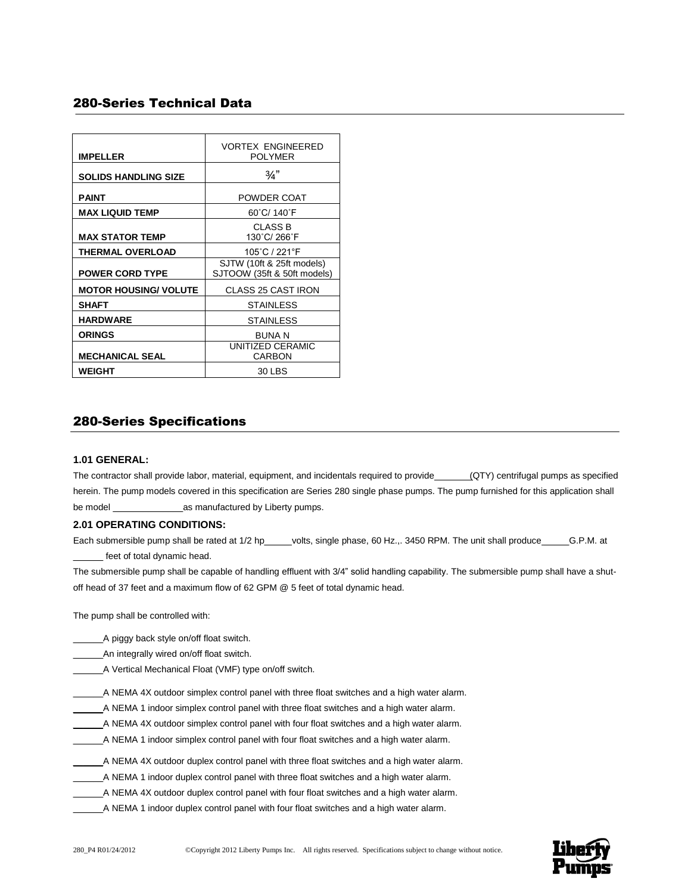## 280-Series Technical Data

| | |
|---|---|
| **IMPELLER** | VORTEX ENGINEERED POLYMER |
| **SOLIDS HANDLING SIZE** | ¾" |
| **PAINT** | POWDER COAT |
| **MAX LIQUID TEMP** | 60˚C/ 140˚F |
| **MAX STATOR TEMP** | CLASS B 130˚C/ 266˚F |
| **THERMAL OVERLOAD** | 105˚C / 221°F |
| **POWER CORD TYPE** | SJTW (10ft & 25ft models) SJTOOW (35ft & 50ft models) |
| **MOTOR HOUSING/ VOLUTE** | CLASS 25 CAST IRON |
| **SHAFT** | STAINLESS |
| **HARDWARE** | STAINLESS |
| **ORINGS** | BUNA N |
| **MECHANICAL SEAL** | UNITIZED CERAMIC CARBON |
| **WEIGHT** | 30 LBS |

## 280-Series Specifications

### 1.01 GENERAL:

The contractor shall provide labor, material, equipment, and incidentals required to provide_______(QTY) centrifugal pumps as specified herein. The pump models covered in this specification are Series 280 single phase pumps. The pump furnished for this application shall be model ______________as manufactured by Liberty pumps.

### 2.01 OPERATING CONDITIONS:

Each submersible pump shall be rated at 1/2 hp_____volts, single phase, 60 Hz.,. 3450 RPM. The unit shall produce_____G.P.M. at ______ feet of total dynamic head.

The submersible pump shall be capable of handling effluent with 3/4" solid handling capability. The submersible pump shall have a shut-off head of 37 feet and a maximum flow of 62 GPM @ 5 feet of total dynamic head.

The pump shall be controlled with:

______A piggy back style on/off float switch.
______An integrally wired on/off float switch.
______A Vertical Mechanical Float (VMF) type on/off switch.

______A NEMA 4X outdoor simplex control panel with three float switches and a high water alarm.
______A NEMA 1 indoor simplex control panel with three float switches and a high water alarm.
______A NEMA 4X outdoor simplex control panel with four float switches and a high water alarm.
______A NEMA 1 indoor simplex control panel with four float switches and a high water alarm.

______A NEMA 4X outdoor duplex control panel with three float switches and a high water alarm.
______A NEMA 1 indoor duplex control panel with three float switches and a high water alarm.
______A NEMA 4X outdoor duplex control panel with four float switches and a high water alarm.
______A NEMA 1 indoor duplex control panel with four float switches and a high water alarm.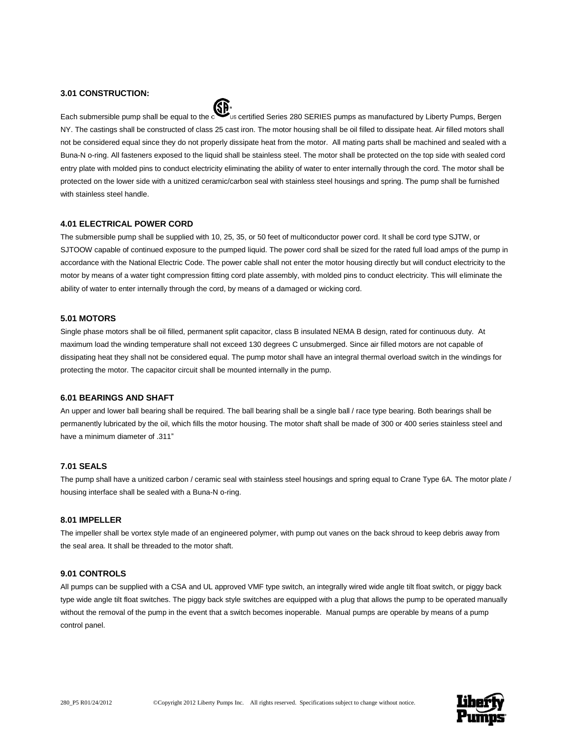### 3.01 CONSTRUCTION:

Each submersible pump shall be equal to the c CSA US certified Series 280 SERIES pumps as manufactured by Liberty Pumps, Bergen NY. The castings shall be constructed of class 25 cast iron. The motor housing shall be oil filled to dissipate heat. Air filled motors shall not be considered equal since they do not properly dissipate heat from the motor. All mating parts shall be machined and sealed with a Buna-N o-ring. All fasteners exposed to the liquid shall be stainless steel. The motor shall be protected on the top side with sealed cord entry plate with molded pins to conduct electricity eliminating the ability of water to enter internally through the cord. The motor shall be protected on the lower side with a unitized ceramic/carbon seal with stainless steel housings and spring. The pump shall be furnished with stainless steel handle.

### 4.01 ELECTRICAL POWER CORD

The submersible pump shall be supplied with 10, 25, 35, or 50 feet of multiconductor power cord. It shall be cord type SJTW, or SJTOOW capable of continued exposure to the pumped liquid. The power cord shall be sized for the rated full load amps of the pump in accordance with the National Electric Code. The power cable shall not enter the motor housing directly but will conduct electricity to the motor by means of a water tight compression fitting cord plate assembly, with molded pins to conduct electricity. This will eliminate the ability of water to enter internally through the cord, by means of a damaged or wicking cord.

### 5.01 MOTORS

Single phase motors shall be oil filled, permanent split capacitor, class B insulated NEMA B design, rated for continuous duty. At maximum load the winding temperature shall not exceed 130 degrees C unsubmerged. Since air filled motors are not capable of dissipating heat they shall not be considered equal. The pump motor shall have an integral thermal overload switch in the windings for protecting the motor. The capacitor circuit shall be mounted internally in the pump.

### 6.01 BEARINGS AND SHAFT

An upper and lower ball bearing shall be required. The ball bearing shall be a single ball / race type bearing. Both bearings shall be permanently lubricated by the oil, which fills the motor housing. The motor shaft shall be made of 300 or 400 series stainless steel and have a minimum diameter of .311"

### 7.01 SEALS

The pump shall have a unitized carbon / ceramic seal with stainless steel housings and spring equal to Crane Type 6A. The motor plate / housing interface shall be sealed with a Buna-N o-ring.

### 8.01 IMPELLER

The impeller shall be vortex style made of an engineered polymer, with pump out vanes on the back shroud to keep debris away from the seal area. It shall be threaded to the motor shaft.

### 9.01 CONTROLS

All pumps can be supplied with a CSA and UL approved VMF type switch, an integrally wired wide angle tilt float switch, or piggy back type wide angle tilt float switches. The piggy back style switches are equipped with a plug that allows the pump to be operated manually without the removal of the pump in the event that a switch becomes inoperable. Manual pumps are operable by means of a pump control panel.

280_P5 R01/24/2012 ©Copyright 2012 Liberty Pumps Inc. All rights reserved. Specifications subject to change without notice.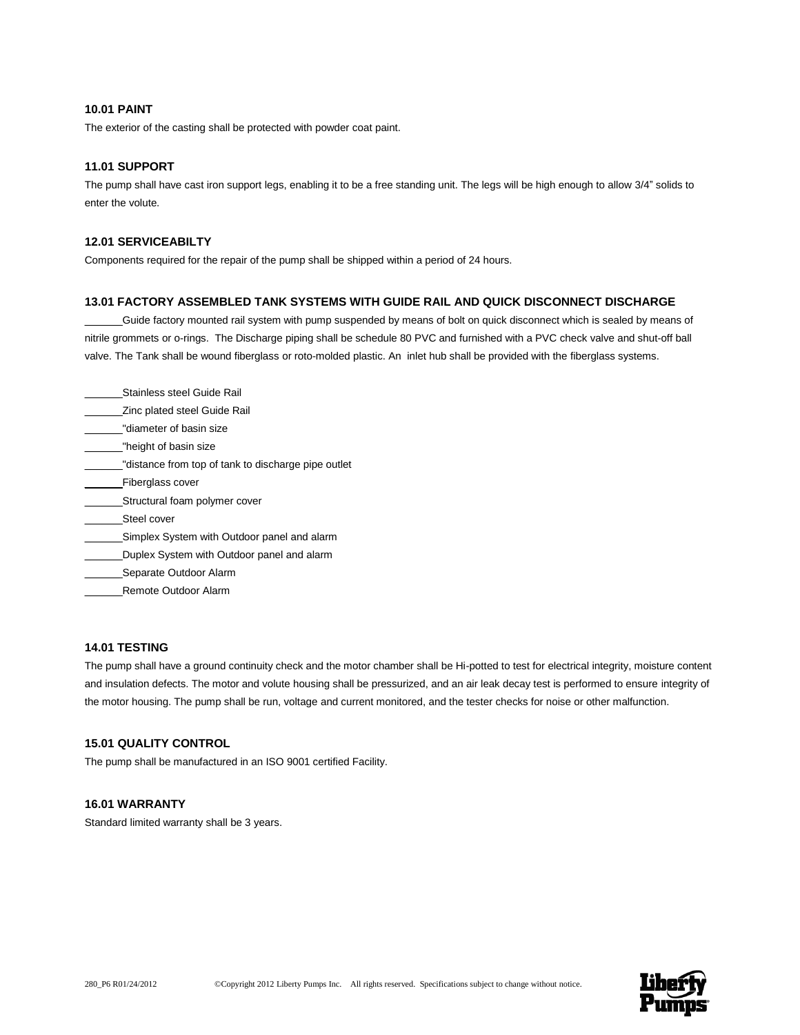### 10.01 PAINT

The exterior of the casting shall be protected with powder coat paint.

### 11.01 SUPPORT

The pump shall have cast iron support legs, enabling it to be a free standing unit. The legs will be high enough to allow 3/4" solids to enter the volute.

### 12.01 SERVICEABILTY

Components required for the repair of the pump shall be shipped within a period of 24 hours.

### 13.01 FACTORY ASSEMBLED TANK SYSTEMS WITH GUIDE RAIL AND QUICK DISCONNECT DISCHARGE

______Guide factory mounted rail system with pump suspended by means of bolt on quick disconnect which is sealed by means of nitrile grommets or o-rings. The Discharge piping shall be schedule 80 PVC and furnished with a PVC check valve and shut-off ball valve. The Tank shall be wound fiberglass or roto-molded plastic. An inlet hub shall be provided with the fiberglass systems.

______Stainless steel Guide Rail
______Zinc plated steel Guide Rail
______"diameter of basin size
______"height of basin size
______"distance from top of tank to discharge pipe outlet
______Fiberglass cover
______Structural foam polymer cover
______Steel cover
______Simplex System with Outdoor panel and alarm
______Duplex System with Outdoor panel and alarm
______Separate Outdoor Alarm
______Remote Outdoor Alarm

### 14.01 TESTING

The pump shall have a ground continuity check and the motor chamber shall be Hi-potted to test for electrical integrity, moisture content and insulation defects. The motor and volute housing shall be pressurized, and an air leak decay test is performed to ensure integrity of the motor housing. The pump shall be run, voltage and current monitored, and the tester checks for noise or other malfunction.

### 15.01 QUALITY CONTROL

The pump shall be manufactured in an ISO 9001 certified Facility.

### 16.01 WARRANTY

Standard limited warranty shall be 3 years.